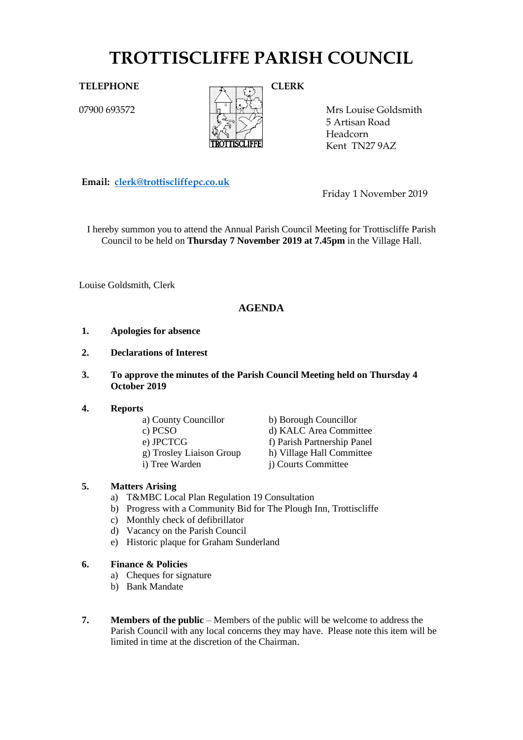# TROTTISCLIFFE PARISH COUNCIL

**TELEPHONE**

07900 693572

**CLERK**

Mrs Louise Goldsmith
5 Artisan Road
Headcorn
Kent TN27 9AZ

**Email:** clerk@trottiscliffepc.co.uk

Friday 1 November 2019

I hereby summon you to attend the Annual Parish Council Meeting for Trottiscliffe Parish Council to be held on **Thursday 7 November 2019 at 7.45pm** in the Village Hall.

Louise Goldsmith, Clerk

## AGENDA

1. **Apologies for absence**

2. **Declarations of Interest**

3. **To approve the minutes of the Parish Council Meeting held on Thursday 4 October 2019**

4. **Reports**
   - a) County Councillor
   - b) Borough Councillor
   - c) PCSO
   - d) KALC Area Committee
   - e) JPCTCG
   - f) Parish Partnership Panel
   - g) Trosley Liaison Group
   - h) Village Hall Committee
   - i) Tree Warden
   - j) Courts Committee

5. **Matters Arising**
   - a) T&MBC Local Plan Regulation 19 Consultation
   - b) Progress with a Community Bid for The Plough Inn, Trottiscliffe
   - c) Monthly check of defibrillator
   - d) Vacancy on the Parish Council
   - e) Historic plaque for Graham Sunderland

6. **Finance & Policies**
   - a) Cheques for signature
   - b) Bank Mandate

7. **Members of the public** – Members of the public will be welcome to address the Parish Council with any local concerns they may have. Please note this item will be limited in time at the discretion of the Chairman.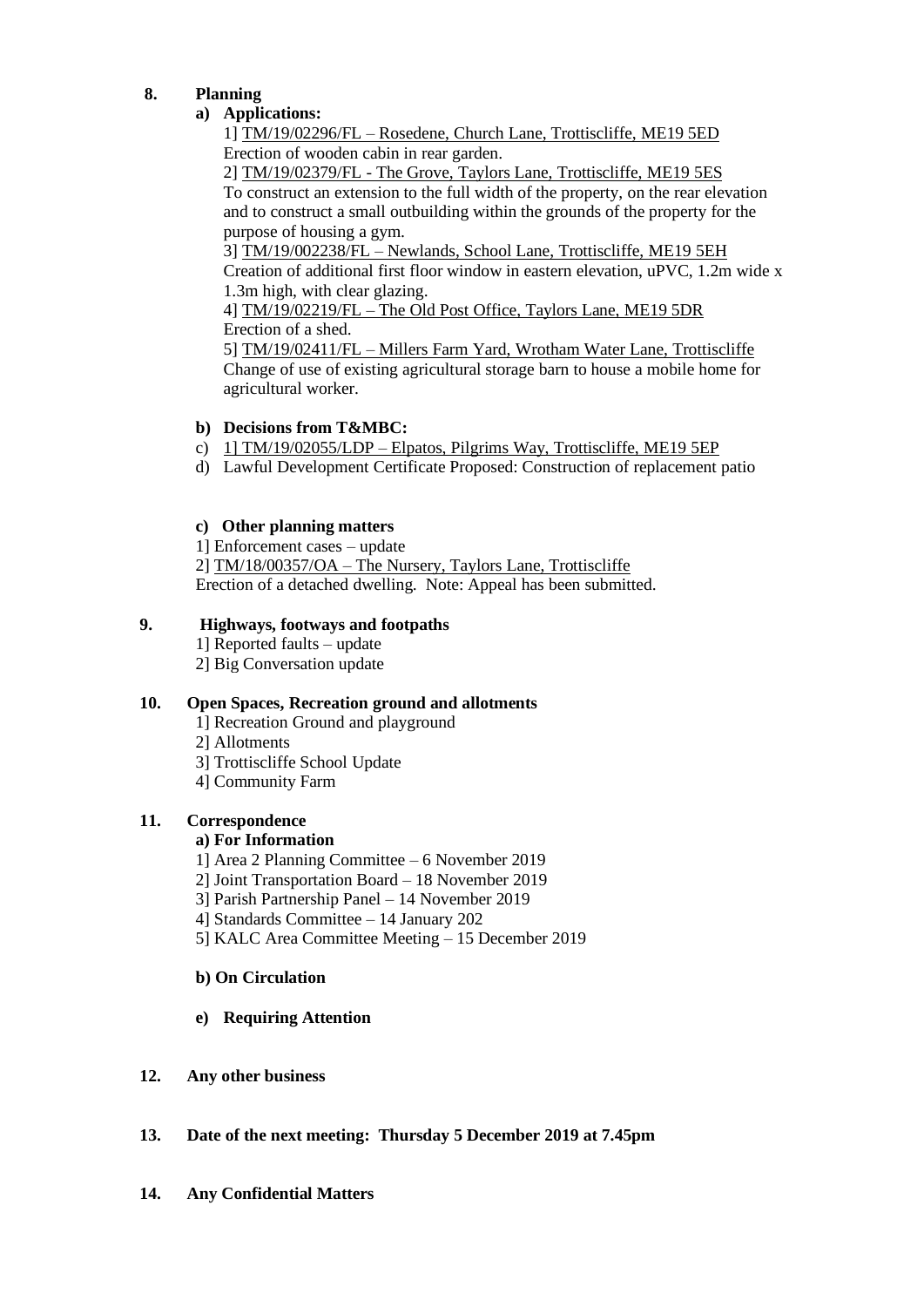**8. Planning**

**a) Applications:**

1] TM/19/02296/FL – Rosedene, Church Lane, Trottiscliffe, ME19 5ED
Erection of wooden cabin in rear garden.

2] TM/19/02379/FL - The Grove, Taylors Lane, Trottiscliffe, ME19 5ES
To construct an extension to the full width of the property, on the rear elevation and to construct a small outbuilding within the grounds of the property for the purpose of housing a gym.

3] TM/19/002238/FL – Newlands, School Lane, Trottiscliffe, ME19 5EH
Creation of additional first floor window in eastern elevation, uPVC, 1.2m wide x 1.3m high, with clear glazing.

4] TM/19/02219/FL – The Old Post Office, Taylors Lane, ME19 5DR
Erection of a shed.

5] TM/19/02411/FL – Millers Farm Yard, Wrotham Water Lane, Trottiscliffe
Change of use of existing agricultural storage barn to house a mobile home for agricultural worker.

**b) Decisions from T&MBC:**

c) 1] TM/19/02055/LDP – Elpatos, Pilgrims Way, Trottiscliffe, ME19 5EP
d) Lawful Development Certificate Proposed: Construction of replacement patio

**c) Other planning matters**

1] Enforcement cases – update
2] TM/18/00357/OA – The Nursery, Taylors Lane, Trottiscliffe
Erection of a detached dwelling. Note: Appeal has been submitted.

**9. Highways, footways and footpaths**

1] Reported faults – update
2] Big Conversation update

**10. Open Spaces, Recreation ground and allotments**

1] Recreation Ground and playground
2] Allotments
3] Trottiscliffe School Update
4] Community Farm

**11. Correspondence**

**a) For Information**

1] Area 2 Planning Committee – 6 November 2019
2] Joint Transportation Board – 18 November 2019
3] Parish Partnership Panel – 14 November 2019
4] Standards Committee – 14 January 202
5] KALC Area Committee Meeting – 15 December 2019

**b) On Circulation**

**e) Requiring Attention**

**12. Any other business**

**13. Date of the next meeting: Thursday 5 December 2019 at 7.45pm**

**14. Any Confidential Matters**